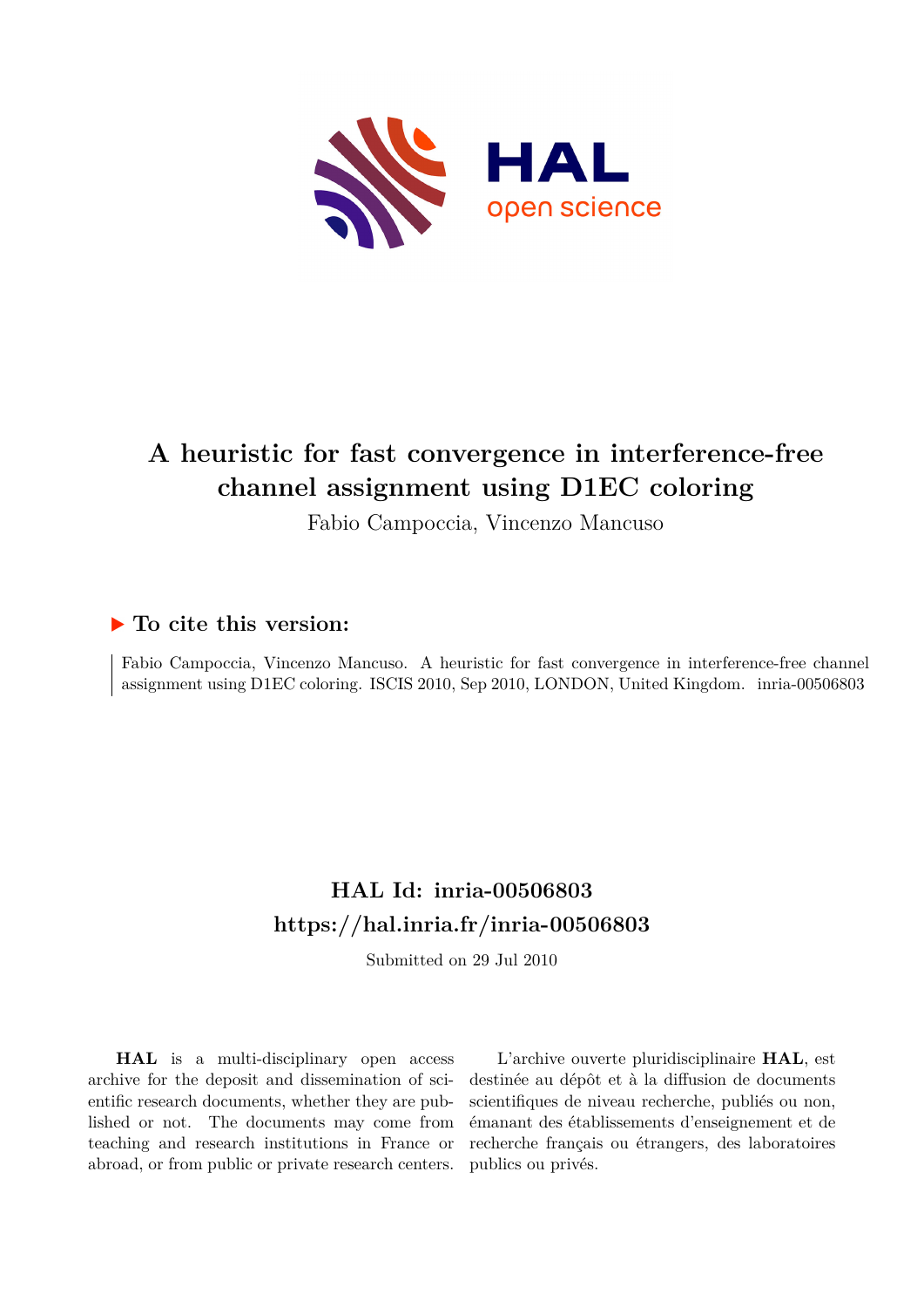# A heuristic for fast convergence in interference-free channel assignment using D1EC coloring

Fabio Campoccia, Vincenzo Mancuso

## To cite this version:

Fabio Campoccia, Vincenzo Mancuso. A heuristic for fast convergence in interference-free channel assignment using D1EC coloring. ISCIS 2010, Sep 2010, LONDON, United Kingdom. inria-00506803

## HAL Id: inria-00506803
## https://hal.inria.fr/inria-00506803

Submitted on 29 Jul 2010

**HAL** is a multi-disciplinary open access archive for the deposit and dissemination of scientific research documents, whether they are published or not. The documents may come from teaching and research institutions in France or abroad, or from public or private research centers.

L'archive ouverte pluridisciplinaire **HAL**, est destinée au dépôt et à la diffusion de documents scientifiques de niveau recherche, publiés ou non, émanant des établissements d'enseignement et de recherche français ou étrangers, des laboratoires publics ou privés.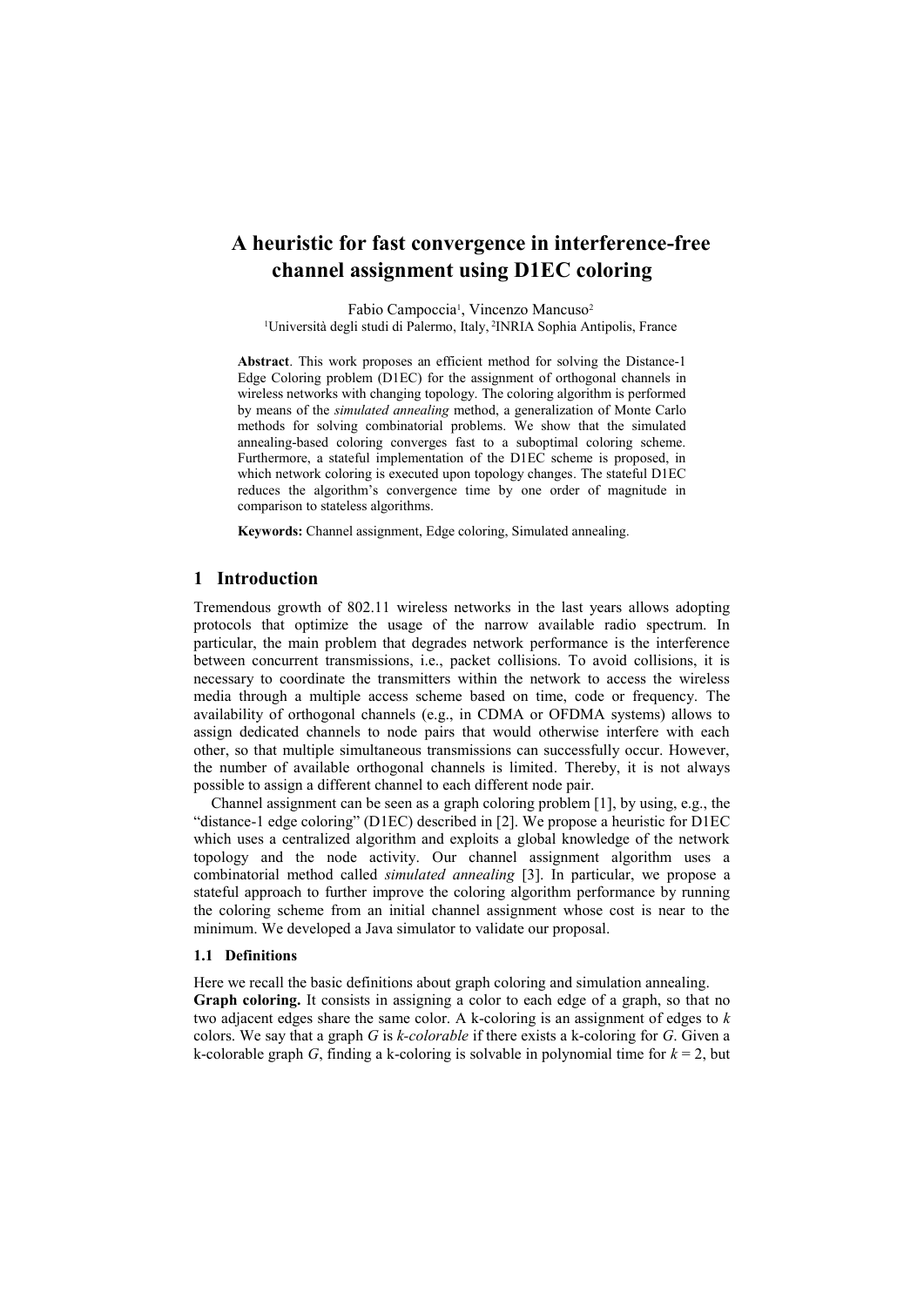# A heuristic for fast convergence in interference-free channel assignment using D1EC coloring

Fabio Campoccia[1], Vincenzo Mancuso[2]

[1]Università degli studi di Palermo, Italy, [2]INRIA Sophia Antipolis, France

**Abstract**. This work proposes an efficient method for solving the Distance-1 Edge Coloring problem (D1EC) for the assignment of orthogonal channels in wireless networks with changing topology. The coloring algorithm is performed by means of the *simulated annealing* method, a generalization of Monte Carlo methods for solving combinatorial problems. We show that the simulated annealing-based coloring converges fast to a suboptimal coloring scheme. Furthermore, a stateful implementation of the D1EC scheme is proposed, in which network coloring is executed upon topology changes. The stateful D1EC reduces the algorithm's convergence time by one order of magnitude in comparison to stateless algorithms.

**Keywords:** Channel assignment, Edge coloring, Simulated annealing.

## 1 Introduction

Tremendous growth of 802.11 wireless networks in the last years allows adopting protocols that optimize the usage of the narrow available radio spectrum. In particular, the main problem that degrades network performance is the interference between concurrent transmissions, i.e., packet collisions. To avoid collisions, it is necessary to coordinate the transmitters within the network to access the wireless media through a multiple access scheme based on time, code or frequency. The availability of orthogonal channels (e.g., in CDMA or OFDMA systems) allows to assign dedicated channels to node pairs that would otherwise interfere with each other, so that multiple simultaneous transmissions can successfully occur. However, the number of available orthogonal channels is limited. Thereby, it is not always possible to assign a different channel to each different node pair.

Channel assignment can be seen as a graph coloring problem [1], by using, e.g., the "distance-1 edge coloring" (D1EC) described in [2]. We propose a heuristic for D1EC which uses a centralized algorithm and exploits a global knowledge of the network topology and the node activity. Our channel assignment algorithm uses a combinatorial method called *simulated annealing* [3]. In particular, we propose a stateful approach to further improve the coloring algorithm performance by running the coloring scheme from an initial channel assignment whose cost is near to the minimum. We developed a Java simulator to validate our proposal.

### 1.1 Definitions

Here we recall the basic definitions about graph coloring and simulation annealing.

**Graph coloring.** It consists in assigning a color to each edge of a graph, so that no two adjacent edges share the same color. A k-coloring is an assignment of edges to $k$ colors. We say that a graph $G$ is *k-colorable* if there exists a k-coloring for $G$. Given a k-colorable graph $G$, finding a k-coloring is solvable in polynomial time for $k = 2$, but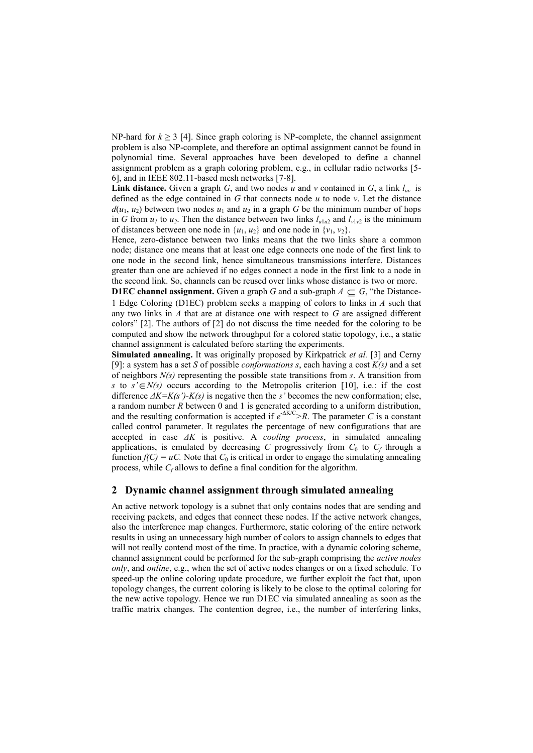NP-hard for $k \geq 3$ [4]. Since graph coloring is NP-complete, the channel assignment problem is also NP-complete, and therefore an optimal assignment cannot be found in polynomial time. Several approaches have been developed to define a channel assignment problem as a graph coloring problem, e.g., in cellular radio networks [5-6], and in IEEE 802.11-based mesh networks [7-8].

**Link distance.** Given a graph *G*, and two nodes *u* and *v* contained in *G*, a link $l_{uv}$ is defined as the edge contained in *G* that connects node *u* to node *v*. Let the distance $d(u_1, u_2)$ between two nodes $u_1$ and $u_2$ in a graph *G* be the minimum number of hops in *G* from $u_1$ to $u_2$. Then the distance between two links $l_{u1u2}$ and $l_{v1v2}$ is the minimum of distances between one node in $\{u_1, u_2\}$ and one node in $\{v_1, v_2\}$.

Hence, zero-distance between two links means that the two links share a common node; distance one means that at least one edge connects one node of the first link to one node in the second link, hence simultaneous transmissions interfere. Distances greater than one are achieved if no edges connect a node in the first link to a node in the second link. So, channels can be reused over links whose distance is two or more.

**D1EC channel assignment.** Given a graph *G* and a sub-graph $A \subseteq G$, "the Distance-1 Edge Coloring (D1EC) problem seeks a mapping of colors to links in *A* such that any two links in *A* that are at distance one with respect to *G* are assigned different colors" [2]. The authors of [2] do not discuss the time needed for the coloring to be computed and show the network throughput for a colored static topology, i.e., a static channel assignment is calculated before starting the experiments.

**Simulated annealing.** It was originally proposed by Kirkpatrick *et al.* [3] and Cerny [9]: a system has a set *S* of possible *conformations s*, each having a cost *K(s)* and a set of neighbors *N(s)* representing the possible state transitions from *s*. A transition from *s* to $s' \in N(s)$ occurs according to the Metropolis criterion [10], i.e.: if the cost difference $\Delta K = K(s') - K(s)$ is negative then the *s'* becomes the new conformation; else, a random number *R* between 0 and 1 is generated according to a uniform distribution, and the resulting conformation is accepted if $e^{-\Delta K/C} > R$. The parameter *C* is a constant called control parameter. It regulates the percentage of new configurations that are accepted in case $\Delta K$ is positive. A *cooling process*, in simulated annealing applications, is emulated by decreasing *C* progressively from $C_0$ to $C_f$ through a function $f(C) = uC$. Note that $C_0$ is critical in order to engage the simulating annealing process, while $C_f$ allows to define a final condition for the algorithm.

## 2 Dynamic channel assignment through simulated annealing

An active network topology is a subnet that only contains nodes that are sending and receiving packets, and edges that connect these nodes. If the active network changes, also the interference map changes. Furthermore, static coloring of the entire network results in using an unnecessary high number of colors to assign channels to edges that will not really contend most of the time. In practice, with a dynamic coloring scheme, channel assignment could be performed for the sub-graph comprising the *active nodes only*, and *online*, e.g., when the set of active nodes changes or on a fixed schedule. To speed-up the online coloring update procedure, we further exploit the fact that, upon topology changes, the current coloring is likely to be close to the optimal coloring for the new active topology. Hence we run D1EC via simulated annealing as soon as the traffic matrix changes. The contention degree, i.e., the number of interfering links,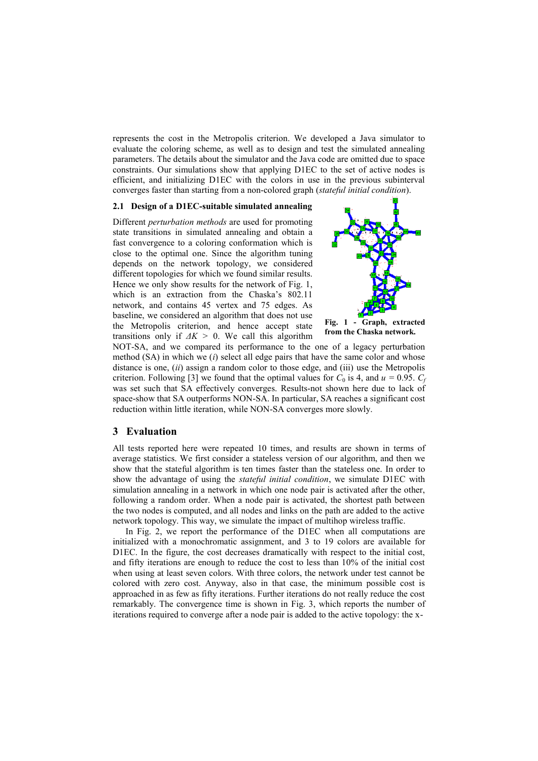represents the cost in the Metropolis criterion. We developed a Java simulator to evaluate the coloring scheme, as well as to design and test the simulated annealing parameters. The details about the simulator and the Java code are omitted due to space constraints. Our simulations show that applying D1EC to the set of active nodes is efficient, and initializing D1EC with the colors in use in the previous subinterval converges faster than starting from a non-colored graph (*stateful initial condition*).

### 2.1 Design of a D1EC-suitable simulated annealing

Different *perturbation methods* are used for promoting state transitions in simulated annealing and obtain a fast convergence to a coloring conformation which is close to the optimal one. Since the algorithm tuning depends on the network topology, we considered different topologies for which we found similar results. Hence we only show results for the network of Fig. 1, which is an extraction from the Chaska's 802.11 network, and contains 45 vertex and 75 edges. As baseline, we considered an algorithm that does not use the Metropolis criterion, and hence accept state transitions only if $\Delta K > 0$. We call this algorithm NOT-SA, and we compared its performance to the one of a legacy perturbation method (SA) in which we (*i*) select all edge pairs that have the same color and whose distance is one, (*ii*) assign a random color to those edge, and (iii) use the Metropolis criterion. Following [3] we found that the optimal values for $C_0$ is 4, and $u = 0.95$. $C_f$ was set such that SA effectively converges. Results-not shown here due to lack of space-show that SA outperforms NON-SA. In particular, SA reaches a significant cost reduction within little iteration, while NON-SA converges more slowly.

**Fig. 1 - Graph, extracted from the Chaska network.**

## 3 Evaluation

All tests reported here were repeated 10 times, and results are shown in terms of average statistics. We first consider a stateless version of our algorithm, and then we show that the stateful algorithm is ten times faster than the stateless one. In order to show the advantage of using the *stateful initial condition*, we simulate D1EC with simulation annealing in a network in which one node pair is activated after the other, following a random order. When a node pair is activated, the shortest path between the two nodes is computed, and all nodes and links on the path are added to the active network topology. This way, we simulate the impact of multihop wireless traffic.

In Fig. 2, we report the performance of the D1EC when all computations are initialized with a monochromatic assignment, and 3 to 19 colors are available for D1EC. In the figure, the cost decreases dramatically with respect to the initial cost, and fifty iterations are enough to reduce the cost to less than 10% of the initial cost when using at least seven colors. With three colors, the network under test cannot be colored with zero cost. Anyway, also in that case, the minimum possible cost is approached in as few as fifty iterations. Further iterations do not really reduce the cost remarkably. The convergence time is shown in Fig. 3, which reports the number of iterations required to converge after a node pair is added to the active topology: the x-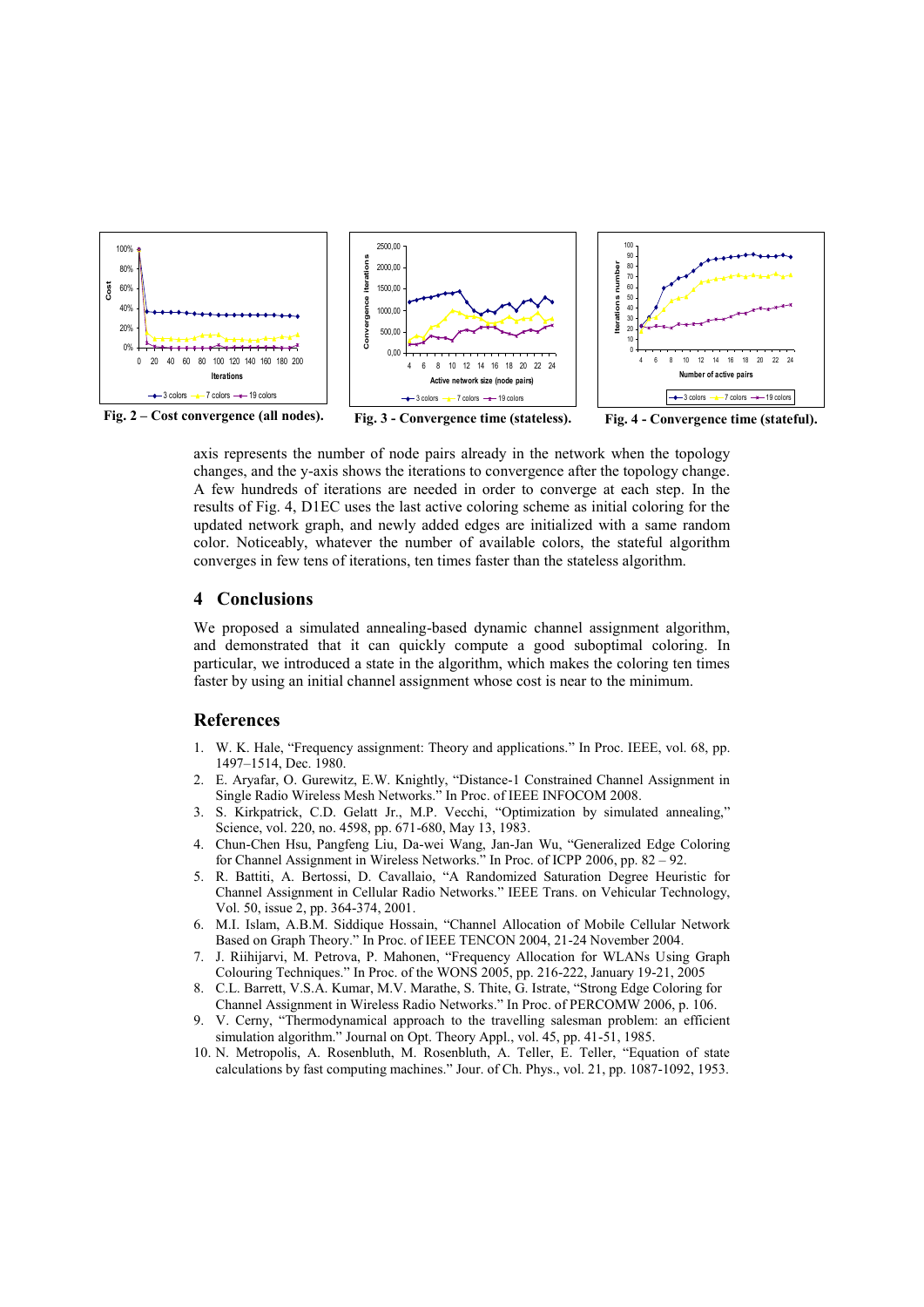100%
80%
60%
40%
20%
0%
Cost
0 20 40 60 80 100 120 140 160 180 200
Iterations
3 colors 7 colors 19 colors

Fig. 2 – Cost convergence (all nodes).

2500,00
2000,00
1500,00
1000,00
500,00
0,00
Convergence iterations
4 6 8 10 12 14 16 18 20 22 24
Active network size (node pairs)
3 colors 7 colors 19 colors

Fig. 3 - Convergence time (stateless).

100
90
80
70
60
50
40
30
20
10
0
Iterations number
4 6 8 10 12 14 16 18 20 22 24
Number of active pairs
3 colors 7 colors 19 colors

Fig. 4 - Convergence time (stateful).

axis represents the number of node pairs already in the network when the topology changes, and the y-axis shows the iterations to convergence after the topology change. A few hundreds of iterations are needed in order to converge at each step. In the results of Fig. 4, D1EC uses the last active coloring scheme as initial coloring for the updated network graph, and newly added edges are initialized with a same random color. Noticeably, whatever the number of available colors, the stateful algorithm converges in few tens of iterations, ten times faster than the stateless algorithm.

## 4 Conclusions

We proposed a simulated annealing-based dynamic channel assignment algorithm, and demonstrated that it can quickly compute a good suboptimal coloring. In particular, we introduced a state in the algorithm, which makes the coloring ten times faster by using an initial channel assignment whose cost is near to the minimum.

## References

1. W. K. Hale, "Frequency assignment: Theory and applications." In Proc. IEEE, vol. 68, pp. 1497–1514, Dec. 1980.
2. E. Aryafar, O. Gurewitz, E.W. Knightly, "Distance-1 Constrained Channel Assignment in Single Radio Wireless Mesh Networks." In Proc. of IEEE INFOCOM 2008.
3. S. Kirkpatrick, C.D. Gelatt Jr., M.P. Vecchi, "Optimization by simulated annealing," Science, vol. 220, no. 4598, pp. 671-680, May 13, 1983.
4. Chun-Chen Hsu, Pangfeng Liu, Da-wei Wang, Jan-Jan Wu, "Generalized Edge Coloring for Channel Assignment in Wireless Networks." In Proc. of ICPP 2006, pp. 82 – 92.
5. R. Battiti, A. Bertossi, D. Cavallaio, "A Randomized Saturation Degree Heuristic for Channel Assignment in Cellular Radio Networks." IEEE Trans. on Vehicular Technology, Vol. 50, issue 2, pp. 364-374, 2001.
6. M.I. Islam, A.B.M. Siddique Hossain, "Channel Allocation of Mobile Cellular Network Based on Graph Theory." In Proc. of IEEE TENCON 2004, 21-24 November 2004.
7. J. Riihijarvi, M. Petrova, P. Mahonen, "Frequency Allocation for WLANs Using Graph Colouring Techniques." In Proc. of the WONS 2005, pp. 216-222, January 19-21, 2005
8. C.L. Barrett, V.S.A. Kumar, M.V. Marathe, S. Thite, G. Istrate, "Strong Edge Coloring for Channel Assignment in Wireless Radio Networks." In Proc. of PERCOMW 2006, p. 106.
9. V. Cerny, "Thermodynamical approach to the travelling salesman problem: an efficient simulation algorithm." Journal on Opt. Theory Appl., vol. 45, pp. 41-51, 1985.
10. N. Metropolis, A. Rosenbluth, M. Rosenbluth, A. Teller, E. Teller, "Equation of state calculations by fast computing machines." Jour. of Ch. Phys., vol. 21, pp. 1087-1092, 1953.